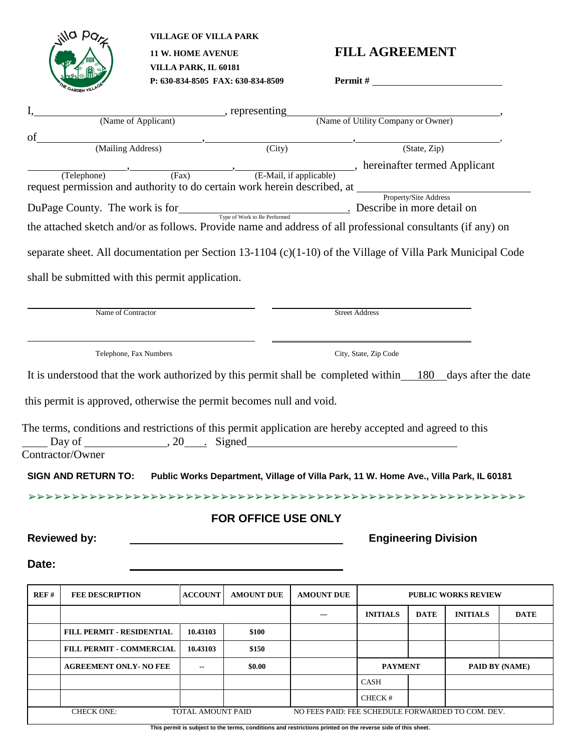**VILLAGE OF VILLA PARK**
**11 W. HOME AVENUE**
**VILLA PARK, IL 60181**
**P: 630-834-8505 FAX: 630-834-8509**

# FILL AGREEMENT

**Permit #** ____________________

I, ______________________ (Name of Applicant), representing ______________________ (Name of Utility Company or Owner),

of ______________________ (Mailing Address), ______________________ (City), ______________________ (State, Zip),

______________ (Telephone), ______________ (Fax), ______________________ (E-Mail, if applicable), hereinafter termed Applicant request permission and authority to do certain work herein described, at ______________________ (Property/Site Address) DuPage County. The work is for ______________________ (Type of Work to Be Performed). Describe in more detail on the attached sketch and/or as follows. Provide name and address of all professional consultants (if any) on separate sheet. All documentation per Section 13-1104 (c)(1-10) of the Village of Villa Park Municipal Code shall be submitted with this permit application.

______________________ Name of Contractor ______________________ Street Address

______________________ Telephone, Fax Numbers ______________________ City, State, Zip Code

It is understood that the work authorized by this permit shall be completed within 180 days after the date this permit is approved, otherwise the permit becomes null and void.

The terms, conditions and restrictions of this permit application are hereby accepted and agreed to this ____ Day of ______________, 20____. Signed ______________________
Contractor/Owner

**SIGN AND RETURN TO:** **Public Works Department, Village of Villa Park, 11 W. Home Ave., Villa Park, IL 60181**

## FOR OFFICE USE ONLY

**Reviewed by:** ______________________ **Engineering Division**

**Date:** ______________________

| REF # | FEE DESCRIPTION | ACCOUNT | AMOUNT DUE | AMOUNT DUE | PUBLIC WORKS REVIEW | | | |
|---|---|---|---|---|---|---|---|---|
| | | | | — | INITIALS | DATE | INITIALS | DATE |
| | FILL PERMIT - RESIDENTIAL | 10.43103 | $100 | | | | | |
| | FILL PERMIT - COMMERCIAL | 10.43103 | $150 | | | | | |
| | AGREEMENT ONLY- NO FEE | -- | $0.00 | | PAYMENT | | PAID BY (NAME) | |
| | | | | | CASH | | | |
| | | | | | CHECK # | | | |
| CHECK ONE: | TOTAL AMOUNT PAID | | | NO FEES PAID: FEE SCHEDULE FORWARDED TO COM. DEV. | | | | |

This permit is subject to the terms, conditions and restrictions printed on the reverse side of this sheet.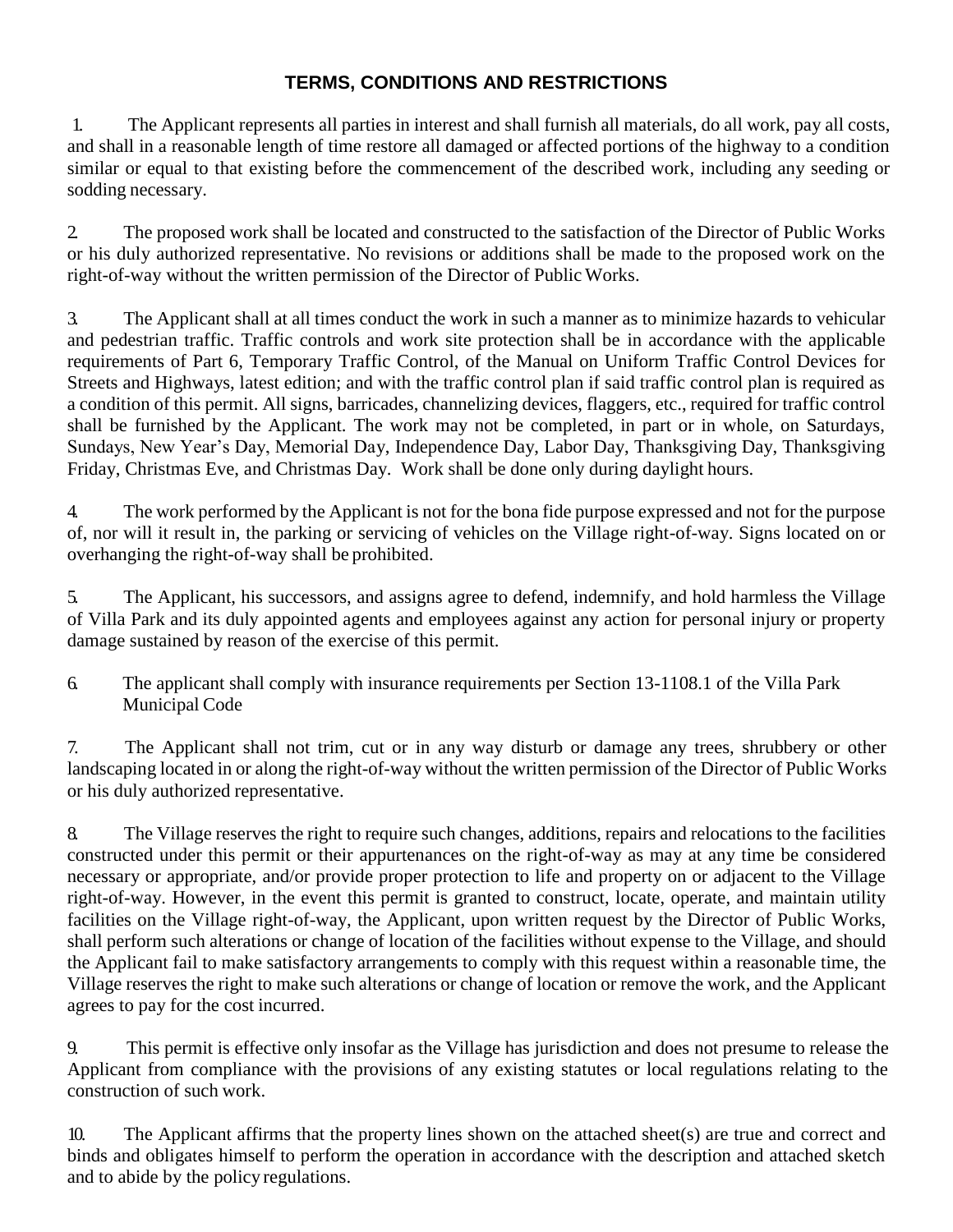## TERMS, CONDITIONS AND RESTRICTIONS

1. The Applicant represents all parties in interest and shall furnish all materials, do all work, pay all costs, and shall in a reasonable length of time restore all damaged or affected portions of the highway to a condition similar or equal to that existing before the commencement of the described work, including any seeding or sodding necessary.

2. The proposed work shall be located and constructed to the satisfaction of the Director of Public Works or his duly authorized representative. No revisions or additions shall be made to the proposed work on the right-of-way without the written permission of the Director of Public Works.

3. The Applicant shall at all times conduct the work in such a manner as to minimize hazards to vehicular and pedestrian traffic. Traffic controls and work site protection shall be in accordance with the applicable requirements of Part 6, Temporary Traffic Control, of the Manual on Uniform Traffic Control Devices for Streets and Highways, latest edition; and with the traffic control plan if said traffic control plan is required as a condition of this permit. All signs, barricades, channelizing devices, flaggers, etc., required for traffic control shall be furnished by the Applicant. The work may not be completed, in part or in whole, on Saturdays, Sundays, New Year's Day, Memorial Day, Independence Day, Labor Day, Thanksgiving Day, Thanksgiving Friday, Christmas Eve, and Christmas Day. Work shall be done only during daylight hours.

4. The work performed by the Applicant is not for the bona fide purpose expressed and not for the purpose of, nor will it result in, the parking or servicing of vehicles on the Village right-of-way. Signs located on or overhanging the right-of-way shall be prohibited.

5. The Applicant, his successors, and assigns agree to defend, indemnify, and hold harmless the Village of Villa Park and its duly appointed agents and employees against any action for personal injury or property damage sustained by reason of the exercise of this permit.

6. The applicant shall comply with insurance requirements per Section 13-1108.1 of the Villa Park Municipal Code

7. The Applicant shall not trim, cut or in any way disturb or damage any trees, shrubbery or other landscaping located in or along the right-of-way without the written permission of the Director of Public Works or his duly authorized representative.

8. The Village reserves the right to require such changes, additions, repairs and relocations to the facilities constructed under this permit or their appurtenances on the right-of-way as may at any time be considered necessary or appropriate, and/or provide proper protection to life and property on or adjacent to the Village right-of-way. However, in the event this permit is granted to construct, locate, operate, and maintain utility facilities on the Village right-of-way, the Applicant, upon written request by the Director of Public Works, shall perform such alterations or change of location of the facilities without expense to the Village, and should the Applicant fail to make satisfactory arrangements to comply with this request within a reasonable time, the Village reserves the right to make such alterations or change of location or remove the work, and the Applicant agrees to pay for the cost incurred.

9. This permit is effective only insofar as the Village has jurisdiction and does not presume to release the Applicant from compliance with the provisions of any existing statutes or local regulations relating to the construction of such work.

10. The Applicant affirms that the property lines shown on the attached sheet(s) are true and correct and binds and obligates himself to perform the operation in accordance with the description and attached sketch and to abide by the policy regulations.